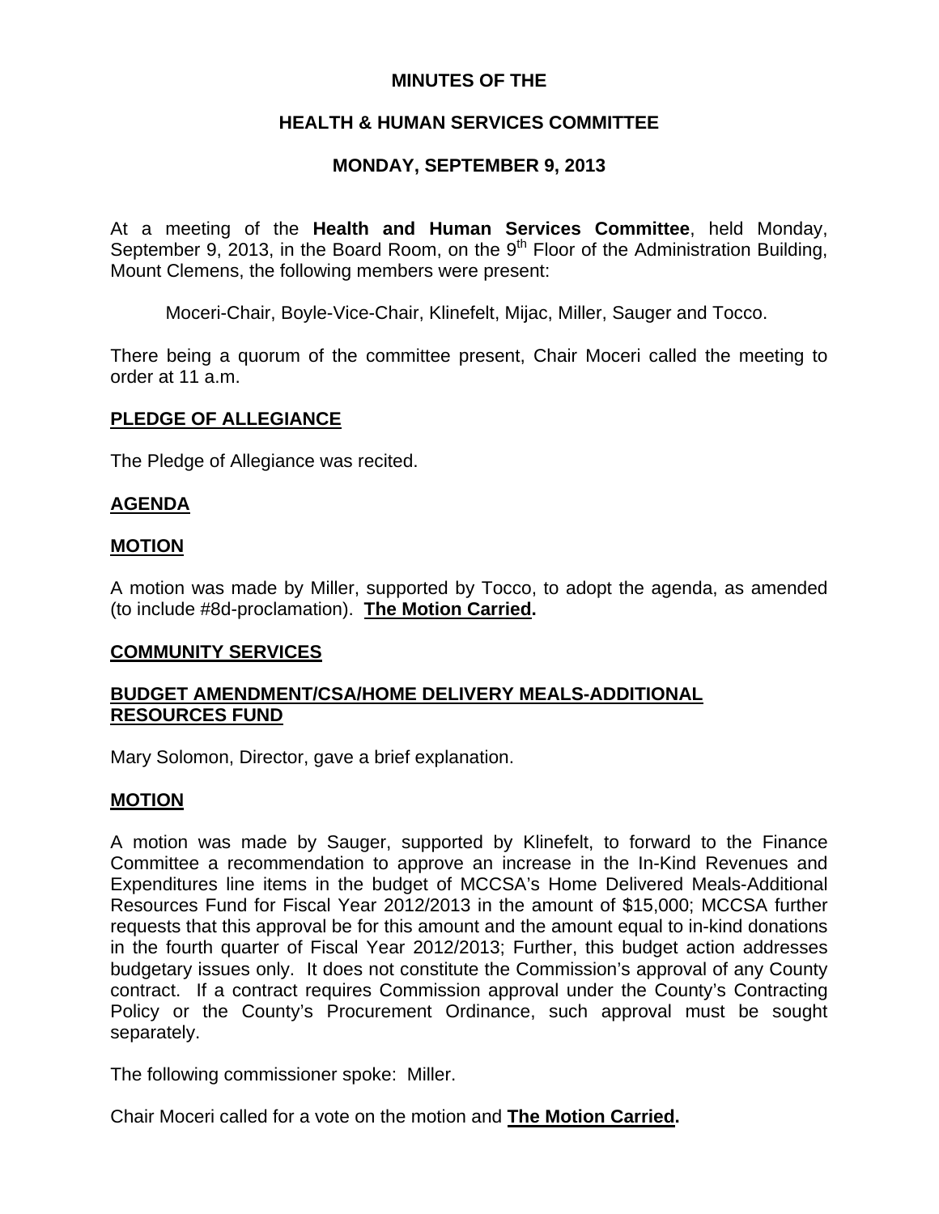# MINUTES OF THE

## HEALTH & HUMAN SERVICES COMMITTEE

## MONDAY, SEPTEMBER 9, 2013

At a meeting of the **Health and Human Services Committee**, held Monday, September 9, 2013, in the Board Room, on the 9th Floor of the Administration Building, Mount Clemens, the following members were present:

Moceri-Chair, Boyle-Vice-Chair, Klinefelt, Mijac, Miller, Sauger and Tocco.

There being a quorum of the committee present, Chair Moceri called the meeting to order at 11 a.m.

**PLEDGE OF ALLEGIANCE**

The Pledge of Allegiance was recited.

**AGENDA**

**MOTION**

A motion was made by Miller, supported by Tocco, to adopt the agenda, as amended (to include #8d-proclamation). **The Motion Carried.**

**COMMUNITY SERVICES**

**BUDGET AMENDMENT/CSA/HOME DELIVERY MEALS-ADDITIONAL RESOURCES FUND**

Mary Solomon, Director, gave a brief explanation.

**MOTION**

A motion was made by Sauger, supported by Klinefelt, to forward to the Finance Committee a recommendation to approve an increase in the In-Kind Revenues and Expenditures line items in the budget of MCCSA's Home Delivered Meals-Additional Resources Fund for Fiscal Year 2012/2013 in the amount of $15,000; MCCSA further requests that this approval be for this amount and the amount equal to in-kind donations in the fourth quarter of Fiscal Year 2012/2013; Further, this budget action addresses budgetary issues only. It does not constitute the Commission's approval of any County contract. If a contract requires Commission approval under the County's Contracting Policy or the County's Procurement Ordinance, such approval must be sought separately.

The following commissioner spoke: Miller.

Chair Moceri called for a vote on the motion and **The Motion Carried.**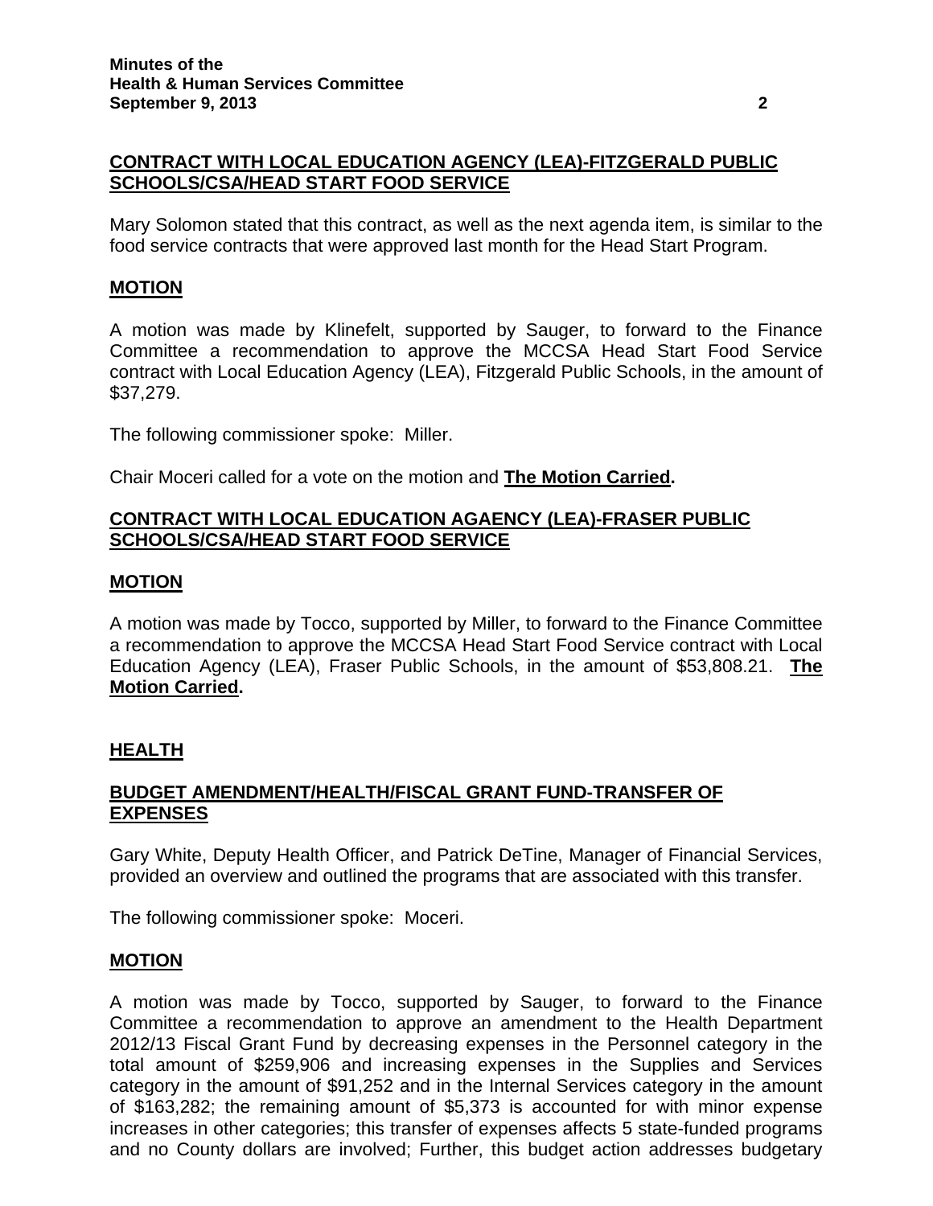## CONTRACT WITH LOCAL EDUCATION AGENCY (LEA)-FITZGERALD PUBLIC SCHOOLS/CSA/HEAD START FOOD SERVICE

Mary Solomon stated that this contract, as well as the next agenda item, is similar to the food service contracts that were approved last month for the Head Start Program.

### MOTION

A motion was made by Klinefelt, supported by Sauger, to forward to the Finance Committee a recommendation to approve the MCCSA Head Start Food Service contract with Local Education Agency (LEA), Fitzgerald Public Schools, in the amount of $37,279.

The following commissioner spoke: Miller.

Chair Moceri called for a vote on the motion and **The Motion Carried.**

## CONTRACT WITH LOCAL EDUCATION AGAENCY (LEA)-FRASER PUBLIC SCHOOLS/CSA/HEAD START FOOD SERVICE

### MOTION

A motion was made by Tocco, supported by Miller, to forward to the Finance Committee a recommendation to approve the MCCSA Head Start Food Service contract with Local Education Agency (LEA), Fraser Public Schools, in the amount of $53,808.21. **The Motion Carried.**

## HEALTH

## BUDGET AMENDMENT/HEALTH/FISCAL GRANT FUND-TRANSFER OF EXPENSES

Gary White, Deputy Health Officer, and Patrick DeTine, Manager of Financial Services, provided an overview and outlined the programs that are associated with this transfer.

The following commissioner spoke: Moceri.

### MOTION

A motion was made by Tocco, supported by Sauger, to forward to the Finance Committee a recommendation to approve an amendment to the Health Department 2012/13 Fiscal Grant Fund by decreasing expenses in the Personnel category in the total amount of $259,906 and increasing expenses in the Supplies and Services category in the amount of $91,252 and in the Internal Services category in the amount of $163,282; the remaining amount of $5,373 is accounted for with minor expense increases in other categories; this transfer of expenses affects 5 state-funded programs and no County dollars are involved; Further, this budget action addresses budgetary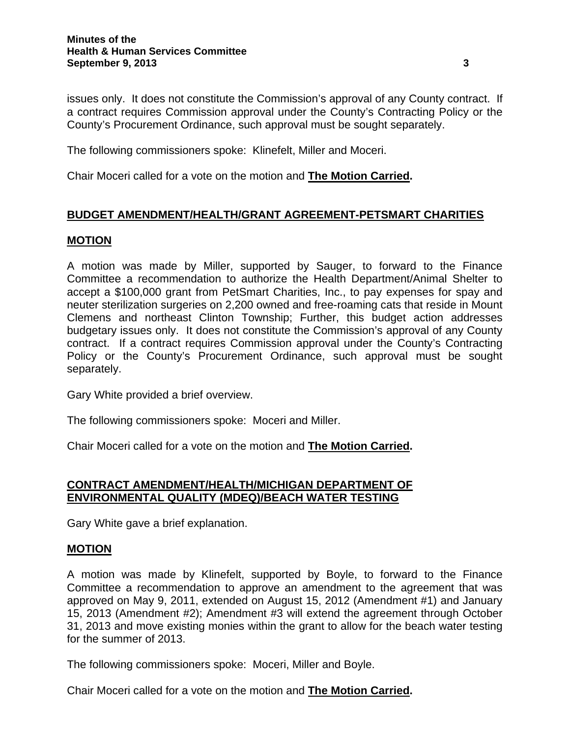issues only. It does not constitute the Commission's approval of any County contract. If a contract requires Commission approval under the County's Contracting Policy or the County's Procurement Ordinance, such approval must be sought separately.

The following commissioners spoke: Klinefelt, Miller and Moceri.

Chair Moceri called for a vote on the motion and **The Motion Carried.**

## BUDGET AMENDMENT/HEALTH/GRANT AGREEMENT-PETSMART CHARITIES

### MOTION

A motion was made by Miller, supported by Sauger, to forward to the Finance Committee a recommendation to authorize the Health Department/Animal Shelter to accept a $100,000 grant from PetSmart Charities, Inc., to pay expenses for spay and neuter sterilization surgeries on 2,200 owned and free-roaming cats that reside in Mount Clemens and northeast Clinton Township; Further, this budget action addresses budgetary issues only. It does not constitute the Commission's approval of any County contract. If a contract requires Commission approval under the County's Contracting Policy or the County's Procurement Ordinance, such approval must be sought separately.

Gary White provided a brief overview.

The following commissioners spoke: Moceri and Miller.

Chair Moceri called for a vote on the motion and **The Motion Carried.**

## CONTRACT AMENDMENT/HEALTH/MICHIGAN DEPARTMENT OF ENVIRONMENTAL QUALITY (MDEQ)/BEACH WATER TESTING

Gary White gave a brief explanation.

### MOTION

A motion was made by Klinefelt, supported by Boyle, to forward to the Finance Committee a recommendation to approve an amendment to the agreement that was approved on May 9, 2011, extended on August 15, 2012 (Amendment #1) and January 15, 2013 (Amendment #2); Amendment #3 will extend the agreement through October 31, 2013 and move existing monies within the grant to allow for the beach water testing for the summer of 2013.

The following commissioners spoke: Moceri, Miller and Boyle.

Chair Moceri called for a vote on the motion and **The Motion Carried.**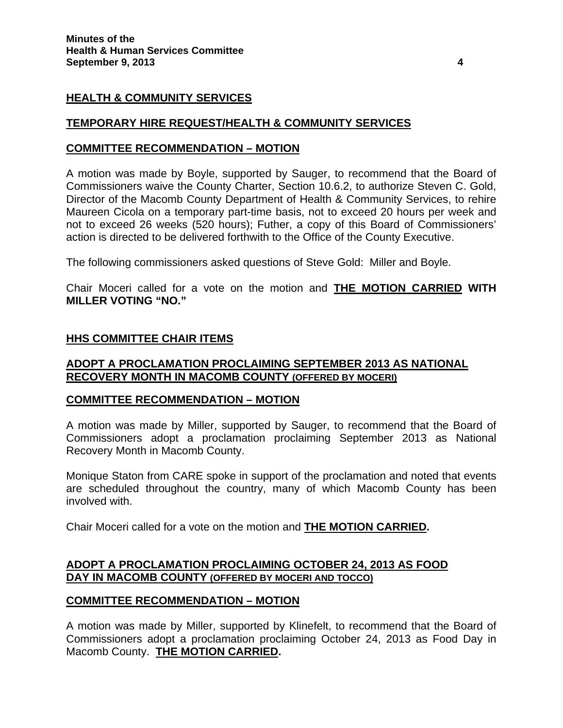## HEALTH & COMMUNITY SERVICES

### TEMPORARY HIRE REQUEST/HEALTH & COMMUNITY SERVICES

### COMMITTEE RECOMMENDATION – MOTION

A motion was made by Boyle, supported by Sauger, to recommend that the Board of Commissioners waive the County Charter, Section 10.6.2, to authorize Steven C. Gold, Director of the Macomb County Department of Health & Community Services, to rehire Maureen Cicola on a temporary part-time basis, not to exceed 20 hours per week and not to exceed 26 weeks (520 hours); Futher, a copy of this Board of Commissioners' action is directed to be delivered forthwith to the Office of the County Executive.

The following commissioners asked questions of Steve Gold: Miller and Boyle.

Chair Moceri called for a vote on the motion and **THE MOTION CARRIED WITH MILLER VOTING "NO."**

## HHS COMMITTEE CHAIR ITEMS

### ADOPT A PROCLAMATION PROCLAIMING SEPTEMBER 2013 AS NATIONAL RECOVERY MONTH IN MACOMB COUNTY (OFFERED BY MOCERI)

### COMMITTEE RECOMMENDATION – MOTION

A motion was made by Miller, supported by Sauger, to recommend that the Board of Commissioners adopt a proclamation proclaiming September 2013 as National Recovery Month in Macomb County.

Monique Staton from CARE spoke in support of the proclamation and noted that events are scheduled throughout the country, many of which Macomb County has been involved with.

Chair Moceri called for a vote on the motion and **THE MOTION CARRIED.**

### ADOPT A PROCLAMATION PROCLAIMING OCTOBER 24, 2013 AS FOOD DAY IN MACOMB COUNTY (OFFERED BY MOCERI AND TOCCO)

### COMMITTEE RECOMMENDATION – MOTION

A motion was made by Miller, supported by Klinefelt, to recommend that the Board of Commissioners adopt a proclamation proclaiming October 24, 2013 as Food Day in Macomb County. **THE MOTION CARRIED.**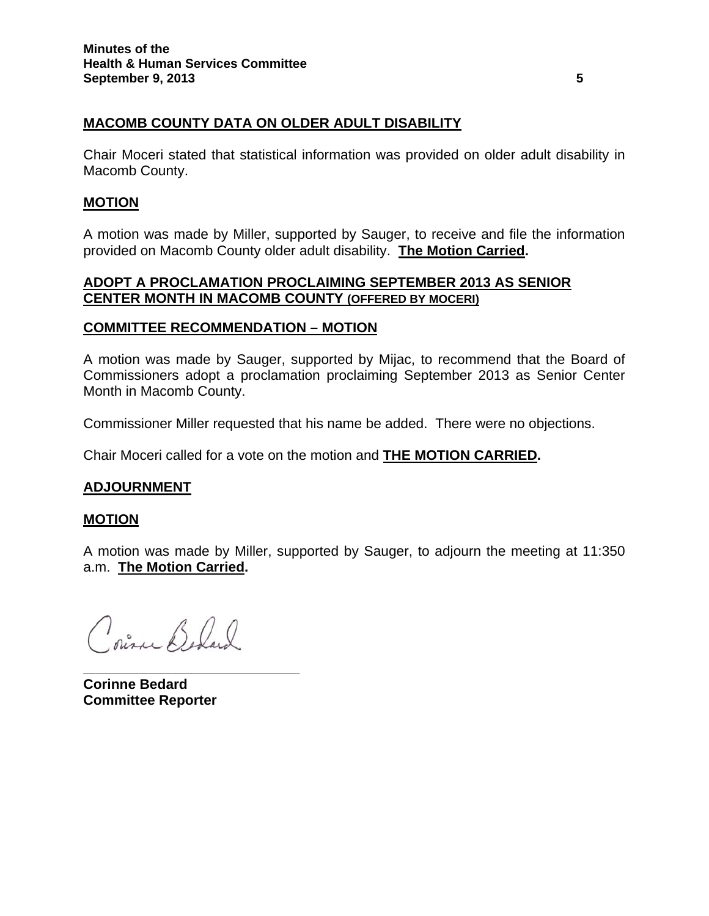## MACOMB COUNTY DATA ON OLDER ADULT DISABILITY

Chair Moceri stated that statistical information was provided on older adult disability in Macomb County.

### MOTION

A motion was made by Miller, supported by Sauger, to receive and file the information provided on Macomb County older adult disability. **The Motion Carried.**

## ADOPT A PROCLAMATION PROCLAIMING SEPTEMBER 2013 AS SENIOR CENTER MONTH IN MACOMB COUNTY (OFFERED BY MOCERI)

### COMMITTEE RECOMMENDATION – MOTION

A motion was made by Sauger, supported by Mijac, to recommend that the Board of Commissioners adopt a proclamation proclaiming September 2013 as Senior Center Month in Macomb County.

Commissioner Miller requested that his name be added. There were no objections.

Chair Moceri called for a vote on the motion and **THE MOTION CARRIED.**

## ADJOURNMENT

### MOTION

A motion was made by Miller, supported by Sauger, to adjourn the meeting at 11:350 a.m. **The Motion Carried.**

_____________________________

**Corinne Bedard**
**Committee Reporter**